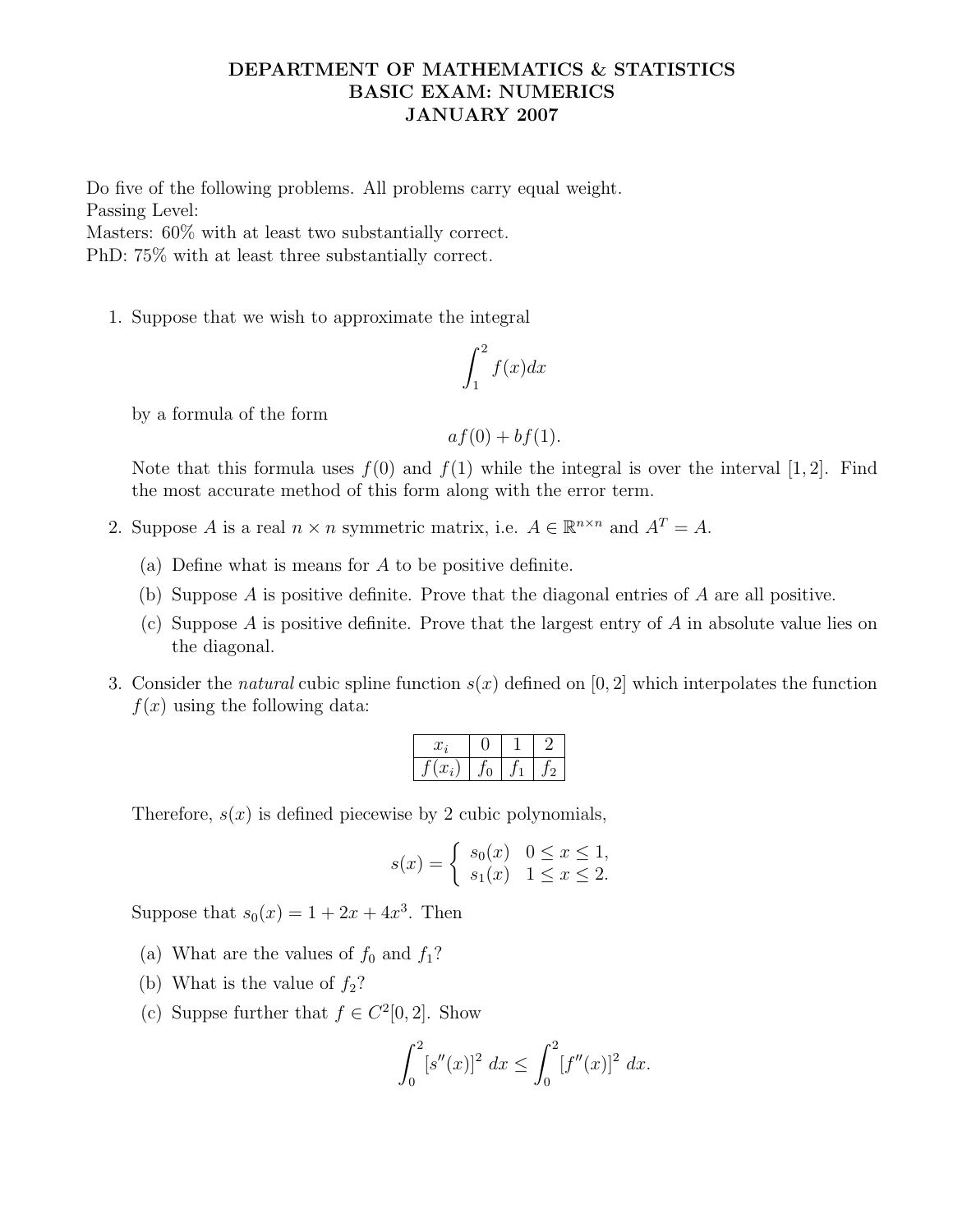# DEPARTMENT OF MATHEMATICS & STATISTICS
## BASIC EXAM: NUMERICS
## JANUARY 2007

Do five of the following problems. All problems carry equal weight.
Passing Level:
Masters: 60% with at least two substantially correct.
PhD: 75% with at least three substantially correct.

1. Suppose that we wish to approximate the integral

$$\int_1^2 f(x)dx$$

by a formula of the form

$$af(0) + bf(1).$$

Note that this formula uses $f(0)$ and $f(1)$ while the integral is over the interval $[1, 2]$. Find the most accurate method of this form along with the error term.

2. Suppose $A$ is a real $n \times n$ symmetric matrix, i.e. $A \in \mathbb{R}^{n \times n}$ and $A^T = A$.

   (a) Define what is means for $A$ to be positive definite.

   (b) Suppose $A$ is positive definite. Prove that the diagonal entries of $A$ are all positive.

   (c) Suppose $A$ is positive definite. Prove that the largest entry of $A$ in absolute value lies on the diagonal.

3. Consider the *natural* cubic spline function $s(x)$ defined on $[0, 2]$ which interpolates the function $f(x)$ using the following data:

| $x_i$ | 0 | 1 | 2 |
|---|---|---|---|
| $f(x_i)$ | $f_0$ | $f_1$ | $f_2$ |

Therefore, $s(x)$ is defined piecewise by 2 cubic polynomials,

$$s(x) = \begin{cases} s_0(x) & 0 \le x \le 1, \\ s_1(x) & 1 \le x \le 2. \end{cases}$$

Suppose that $s_0(x) = 1 + 2x + 4x^3$. Then

   (a) What are the values of $f_0$ and $f_1$?

   (b) What is the value of $f_2$?

   (c) Suppse further that $f \in C^2[0, 2]$. Show

$$\int_0^2 [s''(x)]^2 \, dx \le \int_0^2 [f''(x)]^2 \, dx.$$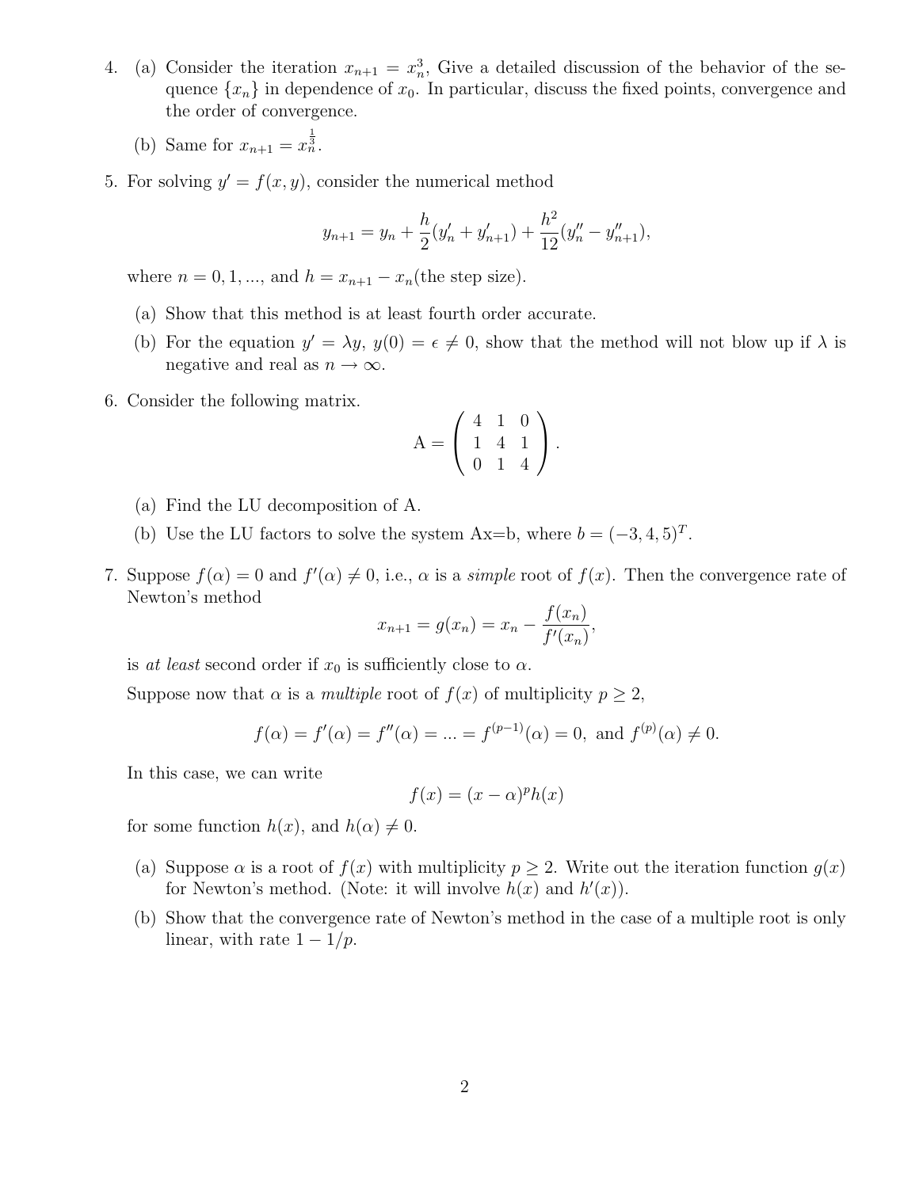4. (a) Consider the iteration $x_{n+1} = x_n^3$, Give a detailed discussion of the behavior of the sequence $\{x_n\}$ in dependence of $x_0$. In particular, discuss the fixed points, convergence and the order of convergence.

   (b) Same for $x_{n+1} = x_n^{\frac{1}{3}}$.

5. For solving $y' = f(x, y)$, consider the numerical method

$$y_{n+1} = y_n + \frac{h}{2}(y'_n + y'_{n+1}) + \frac{h^2}{12}(y''_n - y''_{n+1}),$$

   where $n = 0, 1, ...,$ and $h = x_{n+1} - x_n$(the step size).

   (a) Show that this method is at least fourth order accurate.

   (b) For the equation $y' = \lambda y$, $y(0) = \epsilon \neq 0$, show that the method will not blow up if $\lambda$ is negative and real as $n \to \infty$.

6. Consider the following matrix.

$$\mathrm{A} = \begin{pmatrix} 4 & 1 & 0 \\ 1 & 4 & 1 \\ 0 & 1 & 4 \end{pmatrix}.$$

   (a) Find the LU decomposition of A.

   (b) Use the LU factors to solve the system Ax=b, where $b = (-3, 4, 5)^T$.

7. Suppose $f(\alpha) = 0$ and $f'(\alpha) \neq 0$, i.e., $\alpha$ is a *simple* root of $f(x)$. Then the convergence rate of Newton's method

$$x_{n+1} = g(x_n) = x_n - \frac{f(x_n)}{f'(x_n)},$$

   is *at least* second order if $x_0$ is sufficiently close to $\alpha$.

   Suppose now that $\alpha$ is a *multiple* root of $f(x)$ of multiplicity $p \geq 2$,

$$f(\alpha) = f'(\alpha) = f''(\alpha) = ... = f^{(p-1)}(\alpha) = 0, \text{ and } f^{(p)}(\alpha) \neq 0.$$

   In this case, we can write

$$f(x) = (x - \alpha)^p h(x)$$

   for some function $h(x)$, and $h(\alpha) \neq 0$.

   (a) Suppose $\alpha$ is a root of $f(x)$ with multiplicity $p \geq 2$. Write out the iteration function $g(x)$ for Newton's method. (Note: it will involve $h(x)$ and $h'(x)$).

   (b) Show that the convergence rate of Newton's method in the case of a multiple root is only linear, with rate $1 - 1/p$.